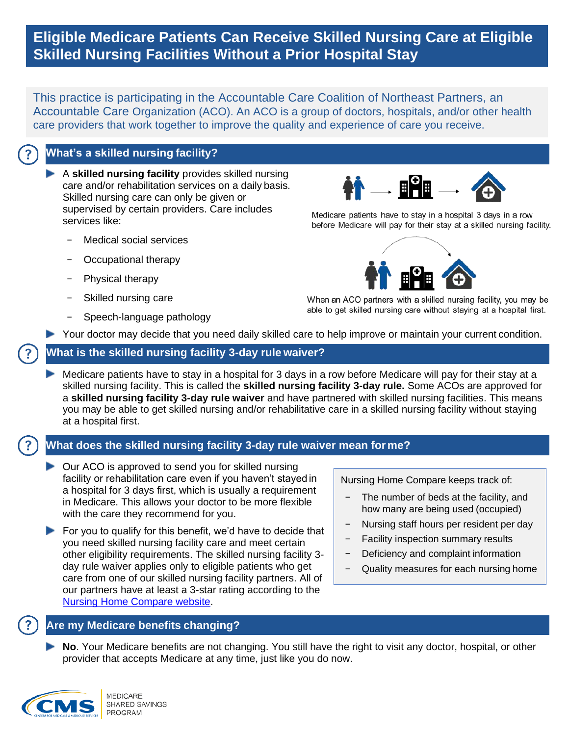# Eligible Medicare Patients Can Receive Skilled Nursing Care at Eligible Skilled Nursing Facilities Without a Prior Hospital Stay

This practice is participating in the Accountable Care Coalition of Northeast Partners, an Accountable Care Organization (ACO). An ACO is a group of doctors, hospitals, and/or other health care providers that work together to improve the quality and experience of care you receive.

## What's a skilled nursing facility?

- A **skilled nursing facility** provides skilled nursing care and/or rehabilitation services on a daily basis. Skilled nursing care can only be given or supervised by certain providers. Care includes services like:
  - Medical social services
  - Occupational therapy
  - Physical therapy
  - Skilled nursing care
  - Speech-language pathology

Medicare patients have to stay in a hospital 3 days in a row before Medicare will pay for their stay at a skilled nursing facility.

When an ACO partners with a skilled nursing facility, you may be able to get skilled nursing care without staying at a hospital first.

- Your doctor may decide that you need daily skilled care to help improve or maintain your current condition.

## What is the skilled nursing facility 3-day rule waiver?

- Medicare patients have to stay in a hospital for 3 days in a row before Medicare will pay for their stay at a skilled nursing facility. This is called the **skilled nursing facility 3-day rule.** Some ACOs are approved for a **skilled nursing facility 3-day rule waiver** and have partnered with skilled nursing facilities. This means you may be able to get skilled nursing and/or rehabilitative care in a skilled nursing facility without staying at a hospital first.

## What does the skilled nursing facility 3-day rule waiver mean for me?

- Our ACO is approved to send you for skilled nursing facility or rehabilitation care even if you haven't stayed in a hospital for 3 days first, which is usually a requirement in Medicare. This allows your doctor to be more flexible with the care they recommend for you.
- For you to qualify for this benefit, we'd have to decide that you need skilled nursing facility care and meet certain other eligibility requirements. The skilled nursing facility 3-day rule waiver applies only to eligible patients who get care from one of our skilled nursing facility partners. All of our partners have at least a 3-star rating according to the Nursing Home Compare website.

Nursing Home Compare keeps track of:

- The number of beds at the facility, and how many are being used (occupied)
- Nursing staff hours per resident per day
- Facility inspection summary results
- Deficiency and complaint information
- Quality measures for each nursing home

## Are my Medicare benefits changing?

- **No**. Your Medicare benefits are not changing. You still have the right to visit any doctor, hospital, or other provider that accepts Medicare at any time, just like you do now.

CMS — MEDICARE SHARED SAVINGS PROGRAM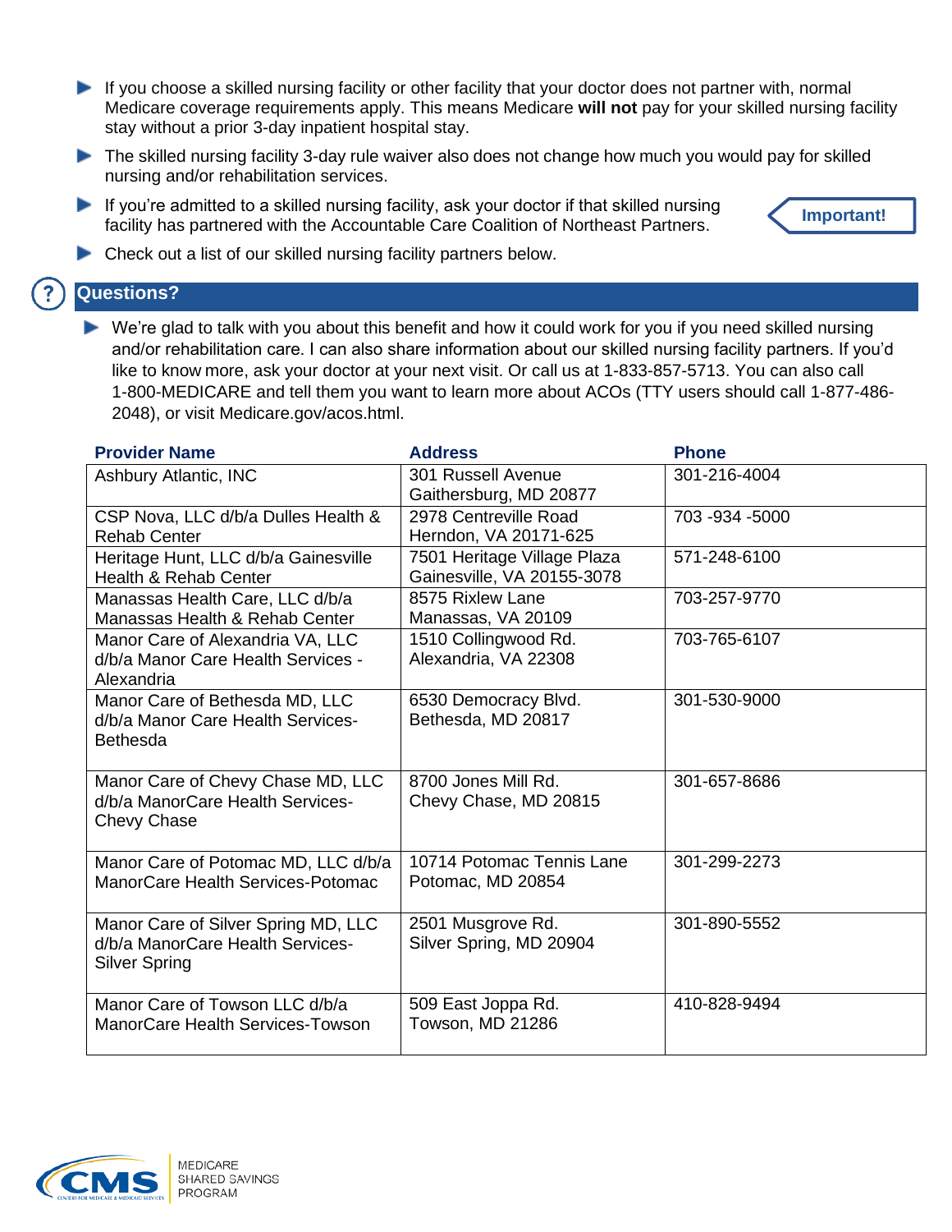- If you choose a skilled nursing facility or other facility that your doctor does not partner with, normal Medicare coverage requirements apply. This means Medicare **will not** pay for your skilled nursing facility stay without a prior 3-day inpatient hospital stay.
- The skilled nursing facility 3-day rule waiver also does not change how much you would pay for skilled nursing and/or rehabilitation services.
- If you're admitted to a skilled nursing facility, ask your doctor if that skilled nursing facility has partnered with the Accountable Care Coalition of Northeast Partners.

**Important!**

- Check out a list of our skilled nursing facility partners below.

## Questions?

- We're glad to talk with you about this benefit and how it could work for you if you need skilled nursing and/or rehabilitation care. I can also share information about our skilled nursing facility partners. If you'd like to know more, ask your doctor at your next visit. Or call us at 1-833-857-5713. You can also call 1-800-MEDICARE and tell them you want to learn more about ACOs (TTY users should call 1-877-486-2048), or visit Medicare.gov/acos.html.

| Provider Name | Address | Phone |
|---|---|---|
| Ashbury Atlantic, INC | 301 Russell Avenue Gaithersburg, MD 20877 | 301-216-4004 |
| CSP Nova, LLC d/b/a Dulles Health & Rehab Center | 2978 Centreville Road Herndon, VA 20171-625 | 703 -934 -5000 |
| Heritage Hunt, LLC d/b/a Gainesville Health & Rehab Center | 7501 Heritage Village Plaza Gainesville, VA 20155-3078 | 571-248-6100 |
| Manassas Health Care, LLC d/b/a Manassas Health & Rehab Center | 8575 Rixlew Lane Manassas, VA 20109 | 703-257-9770 |
| Manor Care of Alexandria VA, LLC d/b/a Manor Care Health Services - Alexandria | 1510 Collingwood Rd. Alexandria, VA 22308 | 703-765-6107 |
| Manor Care of Bethesda MD, LLC d/b/a Manor Care Health Services-Bethesda | 6530 Democracy Blvd. Bethesda, MD 20817 | 301-530-9000 |
| Manor Care of Chevy Chase MD, LLC d/b/a ManorCare Health Services-Chevy Chase | 8700 Jones Mill Rd. Chevy Chase, MD 20815 | 301-657-8686 |
| Manor Care of Potomac MD, LLC d/b/a ManorCare Health Services-Potomac | 10714 Potomac Tennis Lane Potomac, MD 20854 | 301-299-2273 |
| Manor Care of Silver Spring MD, LLC d/b/a ManorCare Health Services-Silver Spring | 2501 Musgrove Rd. Silver Spring, MD 20904 | 301-890-5552 |
| Manor Care of Towson LLC d/b/a ManorCare Health Services-Towson | 509 East Joppa Rd. Towson, MD 21286 | 410-828-9494 |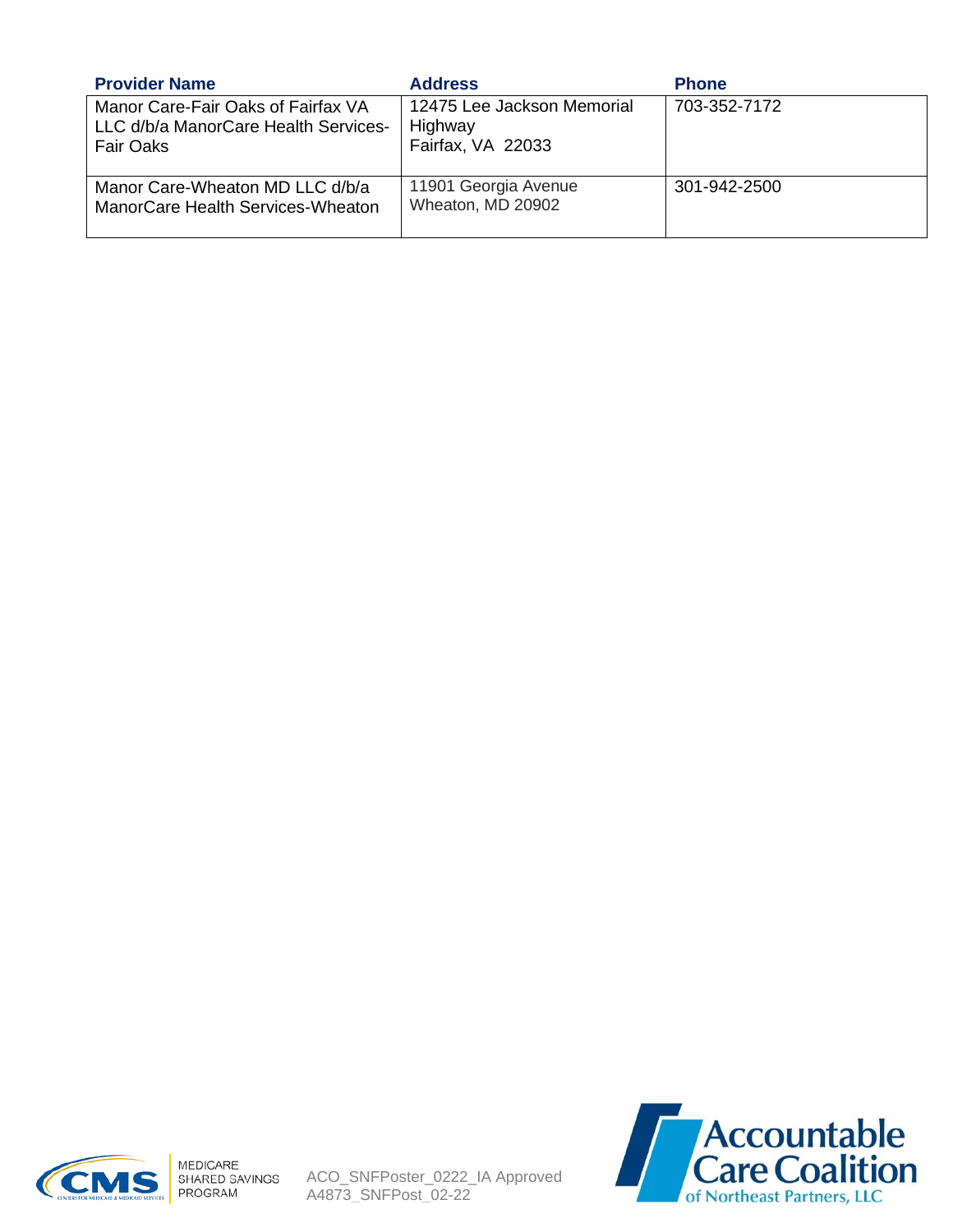| Provider Name | Address | Phone |
|---|---|---|
| Manor Care-Fair Oaks of Fairfax VA LLC d/b/a ManorCare Health Services-Fair Oaks | 12475 Lee Jackson Memorial Highway Fairfax, VA 22033 | 703-352-7172 |
| Manor Care-Wheaton MD LLC d/b/a ManorCare Health Services-Wheaton | 11901 Georgia Avenue Wheaton, MD 20902 | 301-942-2500 |

MEDICARE SHARED SAVINGS PROGRAM

ACO_SNFPoster_0222_IA Approved
A4873_SNFPost_02-22

Accountable Care Coalition of Northeast Partners, LLC